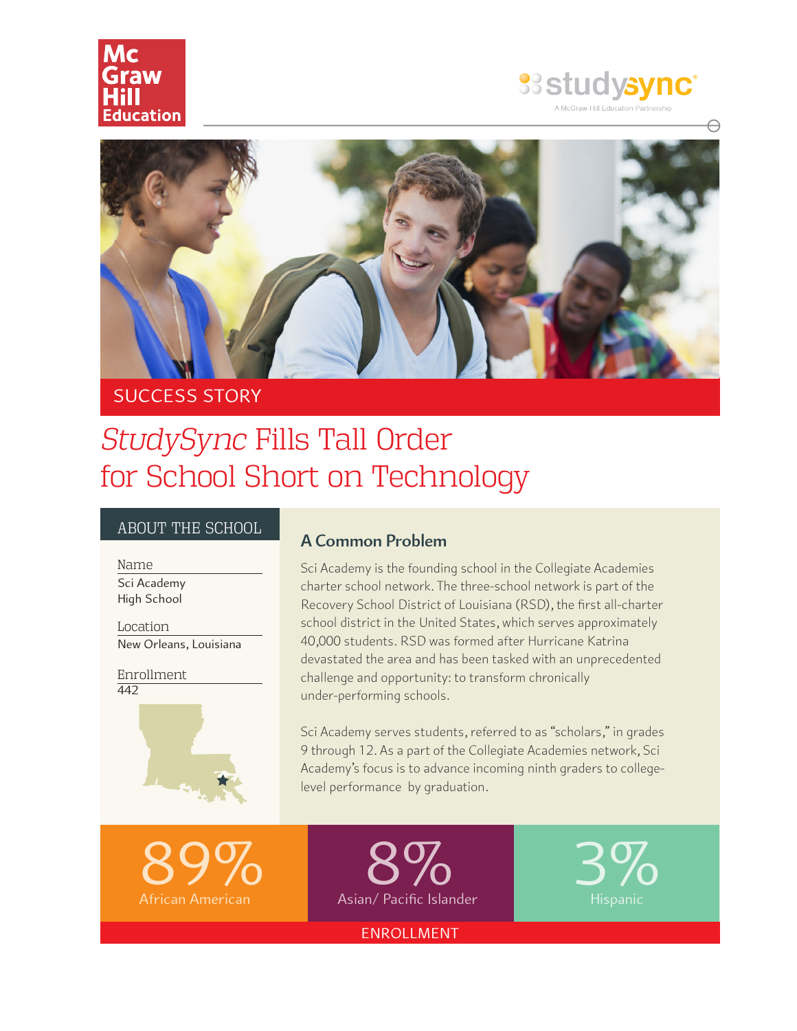SUCCESS STORY

# *StudySync* Fills Tall Order for School Short on Technology

## ABOUT THE SCHOOL

**Name**
Sci Academy High School

**Location**
New Orleans, Louisiana

**Enrollment**
442

## A Common Problem

Sci Academy is the founding school in the Collegiate Academies charter school network. The three-school network is part of the Recovery School District of Louisiana (RSD), the first all-charter school district in the United States, which serves approximately 40,000 students. RSD was formed after Hurricane Katrina devastated the area and has been tasked with an unprecedented challenge and opportunity: to transform chronically under-performing schools.

Sci Academy serves students, referred to as "scholars," in grades 9 through 12. As a part of the Collegiate Academies network, Sci Academy's focus is to advance incoming ninth graders to college-level performance by graduation.

**89%** African American

**8%** Asian/ Pacific Islander

**3%** Hispanic

ENROLLMENT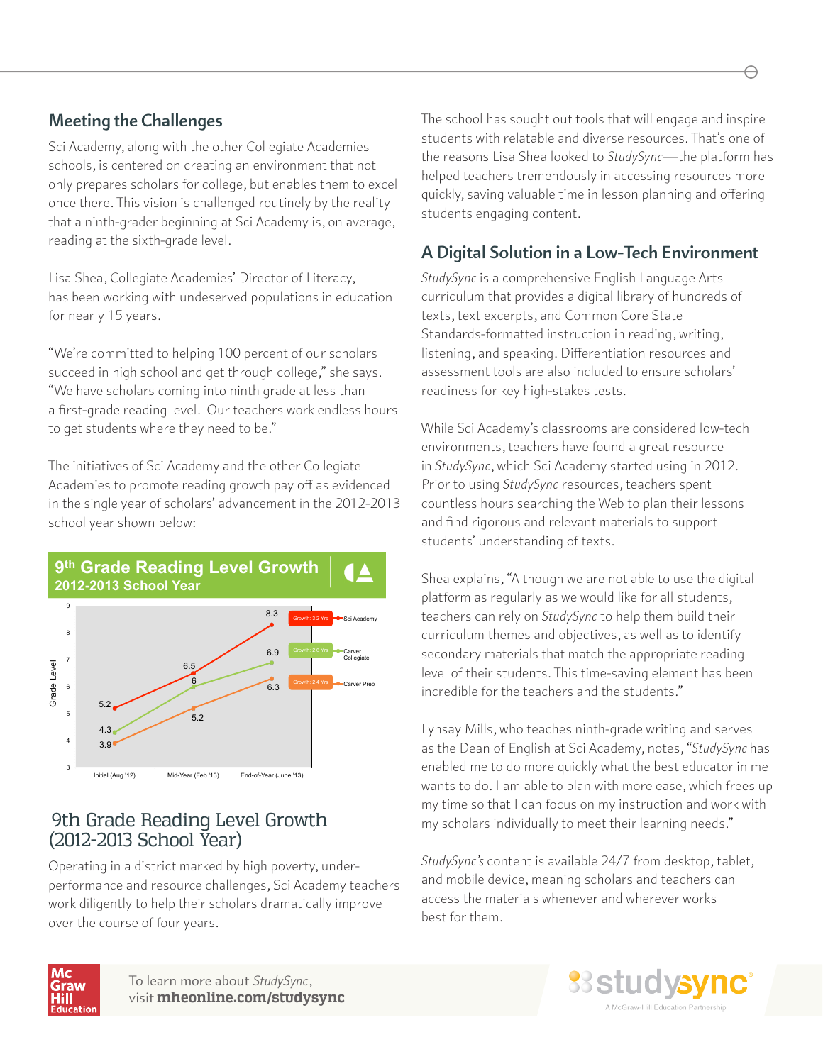## Meeting the Challenges

Sci Academy, along with the other Collegiate Academies schools, is centered on creating an environment that not only prepares scholars for college, but enables them to excel once there. This vision is challenged routinely by the reality that a ninth-grader beginning at Sci Academy is, on average, reading at the sixth-grade level.

Lisa Shea, Collegiate Academies' Director of Literacy, has been working with undeserved populations in education for nearly 15 years.

"We're committed to helping 100 percent of our scholars succeed in high school and get through college," she says. "We have scholars coming into ninth grade at less than a first-grade reading level. Our teachers work endless hours to get students where they need to be."

The initiatives of Sci Academy and the other Collegiate Academies to promote reading growth pay off as evidenced in the single year of scholars' advancement in the 2012-2013 school year shown below:

**9th Grade Reading Level Growth**
**2012-2013 School Year**

Grade Level

| School | Initial (Aug '12) | Mid-Year (Feb '13) | End-of-Year (June '13) | Growth |
|---|---|---|---|---|
| Sci Academy | 5.2 | 6.5 | 8.3 | Growth: 3.2 Yrs |
| Carver Collegiate | 4.3 | 6 | 6.9 | Growth: 2.6 Yrs |
| Carver Prep | 3.9 | 5.2 | 6.3 | Growth: 2.4 Yrs |

## 9th Grade Reading Level Growth (2012-2013 School Year)

Operating in a district marked by high poverty, under-performance and resource challenges, Sci Academy teachers work diligently to help their scholars dramatically improve over the course of four years.

The school has sought out tools that will engage and inspire students with relatable and diverse resources. That's one of the reasons Lisa Shea looked to *StudySync*—the platform has helped teachers tremendously in accessing resources more quickly, saving valuable time in lesson planning and offering students engaging content.

## A Digital Solution in a Low-Tech Environment

*StudySync* is a comprehensive English Language Arts curriculum that provides a digital library of hundreds of texts, text excerpts, and Common Core State Standards-formatted instruction in reading, writing, listening, and speaking. Differentiation resources and assessment tools are also included to ensure scholars' readiness for key high-stakes tests.

While Sci Academy's classrooms are considered low-tech environments, teachers have found a great resource in *StudySync*, which Sci Academy started using in 2012. Prior to using *StudySync* resources, teachers spent countless hours searching the Web to plan their lessons and find rigorous and relevant materials to support students' understanding of texts.

Shea explains, "Although we are not able to use the digital platform as regularly as we would like for all students, teachers can rely on *StudySync* to help them build their curriculum themes and objectives, as well as to identify secondary materials that match the appropriate reading level of their students. This time-saving element has been incredible for the teachers and the students."

Lynsay Mills, who teaches ninth-grade writing and serves as the Dean of English at Sci Academy, notes, "*StudySync* has enabled me to do more quickly what the best educator in me wants to do. I am able to plan with more ease, which frees up my time so that I can focus on my instruction and work with my scholars individually to meet their learning needs."

*StudySync's* content is available 24/7 from desktop, tablet, and mobile device, meaning scholars and teachers can access the materials whenever and wherever works best for them.

To learn more about *StudySync*, visit **mheonline.com/studysync**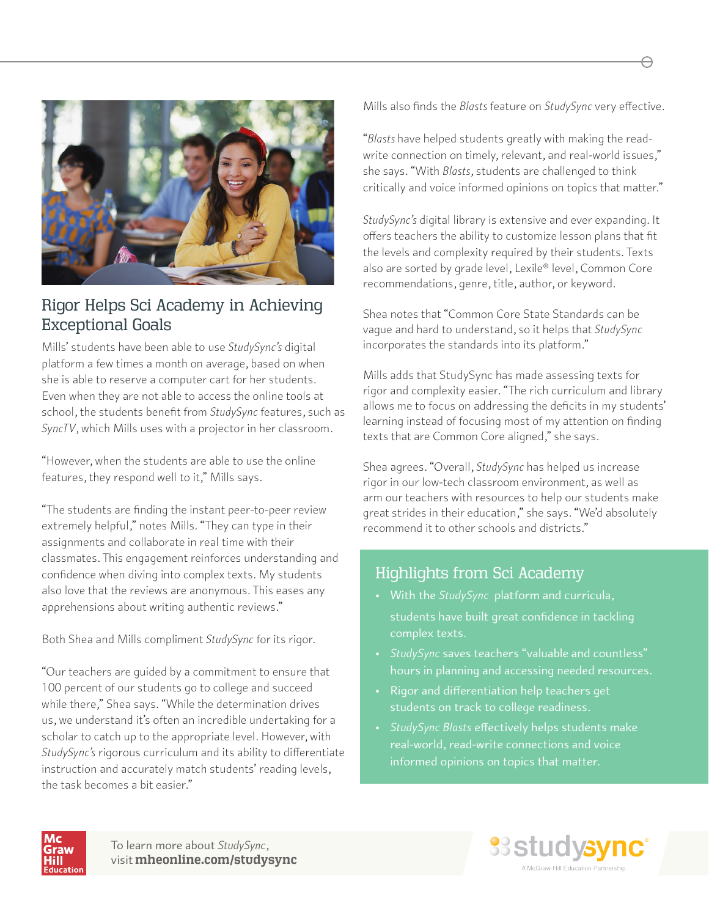## Rigor Helps Sci Academy in Achieving Exceptional Goals

Mills' students have been able to use *StudySync's* digital platform a few times a month on average, based on when she is able to reserve a computer cart for her students. Even when they are not able to access the online tools at school, the students benefit from *StudySync* features, such as *SyncTV*, which Mills uses with a projector in her classroom.

"However, when the students are able to use the online features, they respond well to it," Mills says.

"The students are finding the instant peer-to-peer review extremely helpful," notes Mills. "They can type in their assignments and collaborate in real time with their classmates. This engagement reinforces understanding and confidence when diving into complex texts. My students also love that the reviews are anonymous. This eases any apprehensions about writing authentic reviews."

Both Shea and Mills compliment *StudySync* for its rigor.

"Our teachers are guided by a commitment to ensure that 100 percent of our students go to college and succeed while there," Shea says. "While the determination drives us, we understand it's often an incredible undertaking for a scholar to catch up to the appropriate level. However, with *StudySync's* rigorous curriculum and its ability to differentiate instruction and accurately match students' reading levels, the task becomes a bit easier."

Mills also finds the *Blasts* feature on *StudySync* very effective.

"*Blasts* have helped students greatly with making the read-write connection on timely, relevant, and real-world issues," she says. "With *Blasts*, students are challenged to think critically and voice informed opinions on topics that matter."

*StudySync's* digital library is extensive and ever expanding. It offers teachers the ability to customize lesson plans that fit the levels and complexity required by their students. Texts also are sorted by grade level, Lexile® level, Common Core recommendations, genre, title, author, or keyword.

Shea notes that "Common Core State Standards can be vague and hard to understand, so it helps that *StudySync* incorporates the standards into its platform."

Mills adds that StudySync has made assessing texts for rigor and complexity easier. "The rich curriculum and library allows me to focus on addressing the deficits in my students' learning instead of focusing most of my attention on finding texts that are Common Core aligned," she says.

Shea agrees. "Overall, *StudySync* has helped us increase rigor in our low-tech classroom environment, as well as arm our teachers with resources to help our students make great strides in their education," she says. "We'd absolutely recommend it to other schools and districts."

### Highlights from Sci Academy

- With the *StudySync* platform and curricula, students have built great confidence in tackling complex texts.
- *StudySync* saves teachers "valuable and countless" hours in planning and accessing needed resources.
- Rigor and differentiation help teachers get students on track to college readiness.
- *StudySync Blasts* effectively helps students make real-world, read-write connections and voice informed opinions on topics that matter.

To learn more about *StudySync*, visit **mheonline.com/studysync**